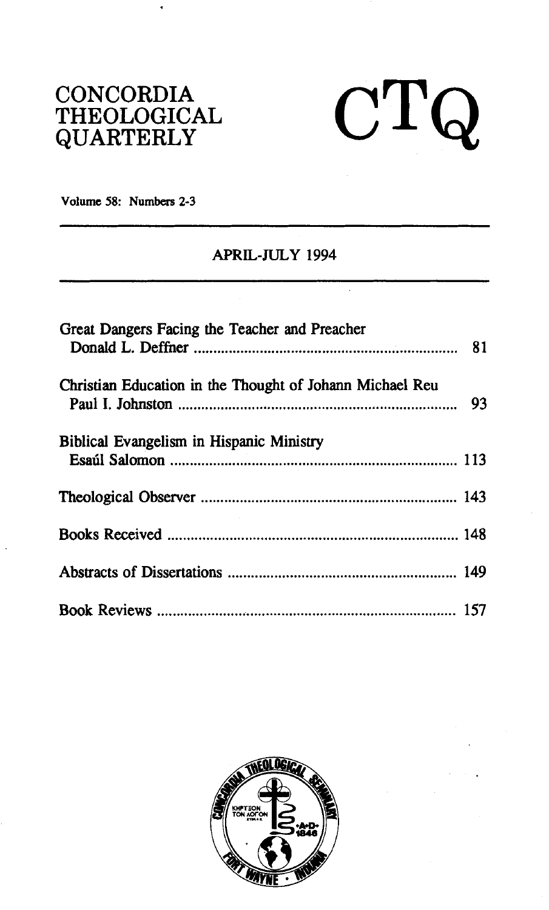# CONCORDIA THEOLOGICAL QUARTERLY

# CTQ

Volume 58: Numbers 2-3

APRIL-JULY 1994

Great Dangers Facing the Teacher and Preacher
Donald L. Deffner ........................................................... 81

Christian Education in the Thought of Johann Michael Reu
Paul I. Johnston ........................................................... 93

Biblical Evangelism in Hispanic Ministry
Esaúl Salomon ........................................................... 113

Theological Observer ........................................................... 143

Books Received ........................................................... 148

Abstracts of Dissertations ........................................................... 149

Book Reviews ........................................................... 157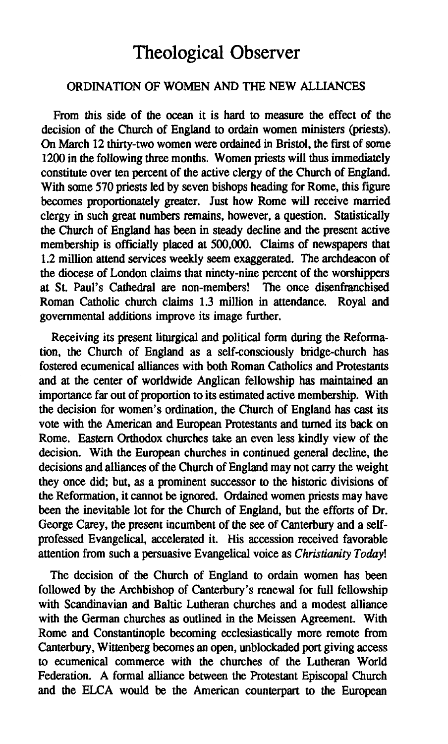# Theological Observer

## ORDINATION OF WOMEN AND THE NEW ALLIANCES

From this side of the ocean it is hard to measure the effect of the decision of the Church of England to ordain women ministers (priests). On March 12 thirty-two women were ordained in Bristol, the first of some 1200 in the following three months. Women priests will thus immediately constitute over ten percent of the active clergy of the Church of England. With some 570 priests led by seven bishops heading for Rome, this figure becomes proportionately greater. Just how Rome will receive married clergy in such great numbers remains, however, a question. Statistically the Church of England has been in steady decline and the present active membership is officially placed at 500,000. Claims of newspapers that 1.2 million attend services weekly seem exaggerated. The archdeacon of the diocese of London claims that ninety-nine percent of the worshippers at St. Paul's Cathedral are non-members! The once disenfranchised Roman Catholic church claims 1.3 million in attendance. Royal and governmental additions improve its image further.

Receiving its present liturgical and political form during the Reformation, the Church of England as a self-consciously bridge-church has fostered ecumenical alliances with both Roman Catholics and Protestants and at the center of worldwide Anglican fellowship has maintained an importance far out of proportion to its estimated active membership. With the decision for women's ordination, the Church of England has cast its vote with the American and European Protestants and turned its back on Rome. Eastern Orthodox churches take an even less kindly view of the decision. With the European churches in continued general decline, the decisions and alliances of the Church of England may not carry the weight they once did; but, as a prominent successor to the historic divisions of the Reformation, it cannot be ignored. Ordained women priests may have been the inevitable lot for the Church of England, but the efforts of Dr. George Carey, the present incumbent of the see of Canterbury and a self-professed Evangelical, accelerated it. His accession received favorable attention from such a persuasive Evangelical voice as *Christianity Today*!

The decision of the Church of England to ordain women has been followed by the Archbishop of Canterbury's renewal for full fellowship with Scandinavian and Baltic Lutheran churches and a modest alliance with the German churches as outlined in the Meissen Agreement. With Rome and Constantinople becoming ecclesiastically more remote from Canterbury, Wittenberg becomes an open, unblockaded port giving access to ecumenical commerce with the churches of the Lutheran World Federation. A formal alliance between the Protestant Episcopal Church and the ELCA would be the American counterpart to the European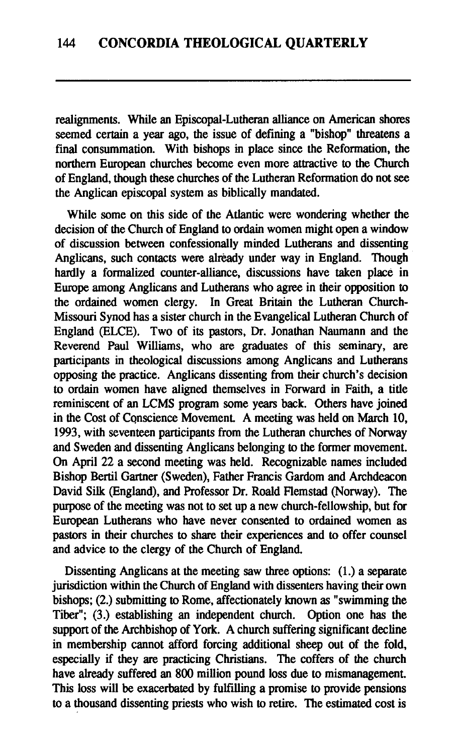realignments. While an Episcopal-Lutheran alliance on American shores seemed certain a year ago, the issue of defining a "bishop" threatens a final consummation. With bishops in place since the Reformation, the northern European churches become even more attractive to the Church of England, though these churches of the Lutheran Reformation do not see the Anglican episcopal system as biblically mandated.

While some on this side of the Atlantic were wondering whether the decision of the Church of England to ordain women might open a window of discussion between confessionally minded Lutherans and dissenting Anglicans, such contacts were already under way in England. Though hardly a formalized counter-alliance, discussions have taken place in Europe among Anglicans and Lutherans who agree in their opposition to the ordained women clergy. In Great Britain the Lutheran Church-Missouri Synod has a sister church in the Evangelical Lutheran Church of England (ELCE). Two of its pastors, Dr. Jonathan Naumann and the Reverend Paul Williams, who are graduates of this seminary, are participants in theological discussions among Anglicans and Lutherans opposing the practice. Anglicans dissenting from their church's decision to ordain women have aligned themselves in Forward in Faith, a title reminiscent of an LCMS program some years back. Others have joined in the Cost of Conscience Movement. A meeting was held on March 10, 1993, with seventeen participants from the Lutheran churches of Norway and Sweden and dissenting Anglicans belonging to the former movement. On April 22 a second meeting was held. Recognizable names included Bishop Bertil Gartner (Sweden), Father Francis Gardom and Archdeacon David Silk (England), and Professor Dr. Roald Flemstad (Norway). The purpose of the meeting was not to set up a new church-fellowship, but for European Lutherans who have never consented to ordained women as pastors in their churches to share their experiences and to offer counsel and advice to the clergy of the Church of England.

Dissenting Anglicans at the meeting saw three options: (1.) a separate jurisdiction within the Church of England with dissenters having their own bishops; (2.) submitting to Rome, affectionately known as "swimming the Tiber"; (3.) establishing an independent church. Option one has the support of the Archbishop of York. A church suffering significant decline in membership cannot afford forcing additional sheep out of the fold, especially if they are practicing Christians. The coffers of the church have already suffered an 800 million pound loss due to mismanagement. This loss will be exacerbated by fulfilling a promise to provide pensions to a thousand dissenting priests who wish to retire. The estimated cost is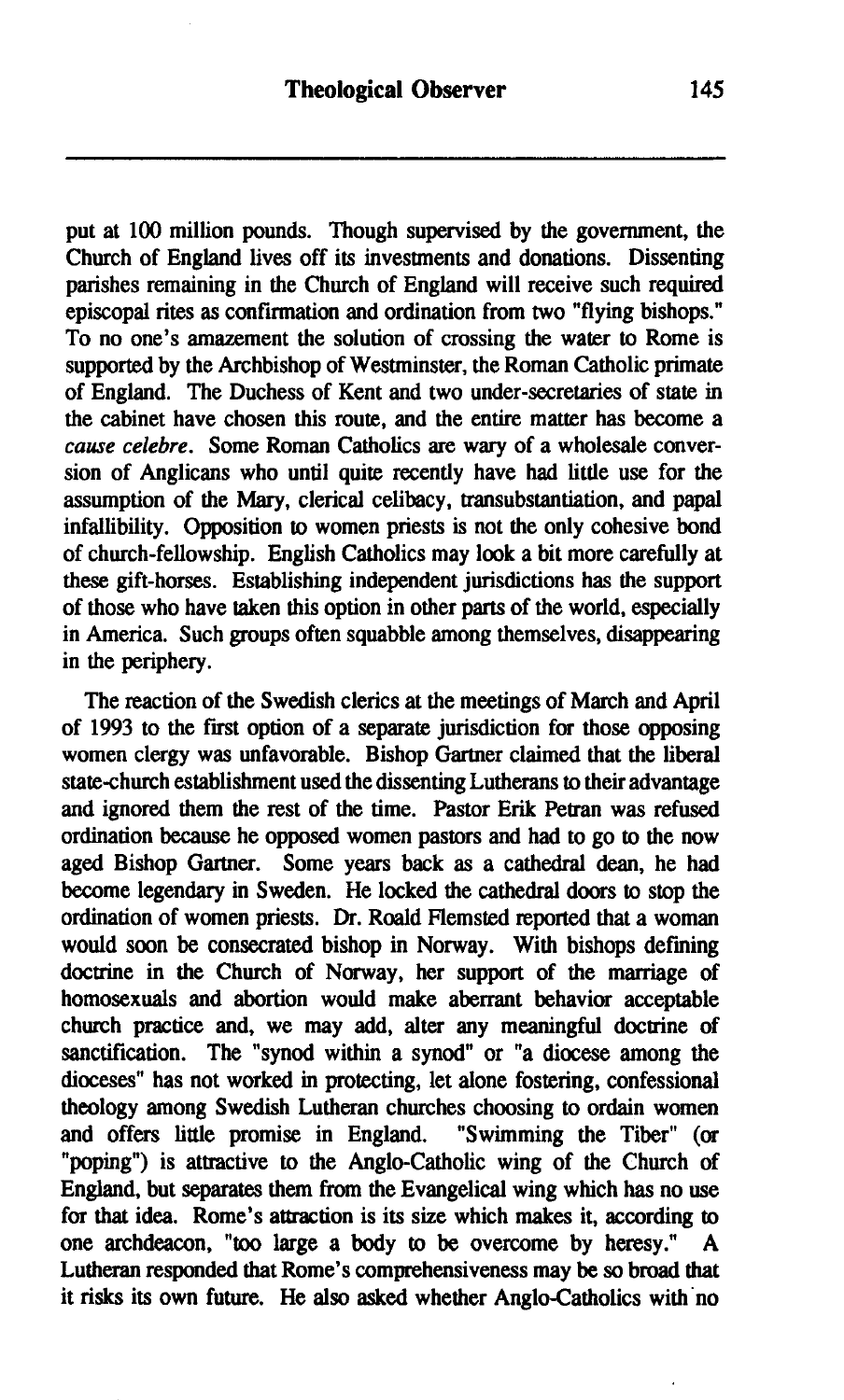put at 100 million pounds. Though supervised by the government, the Church of England lives off its investments and donations. Dissenting parishes remaining in the Church of England will receive such required episcopal rites as confirmation and ordination from two "flying bishops." To no one's amazement the solution of crossing the water to Rome is supported by the Archbishop of Westminster, the Roman Catholic primate of England. The Duchess of Kent and two under-secretaries of state in the cabinet have chosen this route, and the entire matter has become a *cause celebre*. Some Roman Catholics are wary of a wholesale conversion of Anglicans who until quite recently have had little use for the assumption of the Mary, clerical celibacy, transubstantiation, and papal infallibility. Opposition to women priests is not the only cohesive bond of church-fellowship. English Catholics may look a bit more carefully at these gift-horses. Establishing independent jurisdictions has the support of those who have taken this option in other parts of the world, especially in America. Such groups often squabble among themselves, disappearing in the periphery.

The reaction of the Swedish clerics at the meetings of March and April of 1993 to the first option of a separate jurisdiction for those opposing women clergy was unfavorable. Bishop Gartner claimed that the liberal state-church establishment used the dissenting Lutherans to their advantage and ignored them the rest of the time. Pastor Erik Petran was refused ordination because he opposed women pastors and had to go to the now aged Bishop Gartner. Some years back as a cathedral dean, he had become legendary in Sweden. He locked the cathedral doors to stop the ordination of women priests. Dr. Roald Flemsted reported that a woman would soon be consecrated bishop in Norway. With bishops defining doctrine in the Church of Norway, her support of the marriage of homosexuals and abortion would make aberrant behavior acceptable church practice and, we may add, alter any meaningful doctrine of sanctification. The "synod within a synod" or "a diocese among the dioceses" has not worked in protecting, let alone fostering, confessional theology among Swedish Lutheran churches choosing to ordain women and offers little promise in England. "Swimming the Tiber" (or "poping") is attractive to the Anglo-Catholic wing of the Church of England, but separates them from the Evangelical wing which has no use for that idea. Rome's attraction is its size which makes it, according to one archdeacon, "too large a body to be overcome by heresy." A Lutheran responded that Rome's comprehensiveness may be so broad that it risks its own future. He also asked whether Anglo-Catholics with no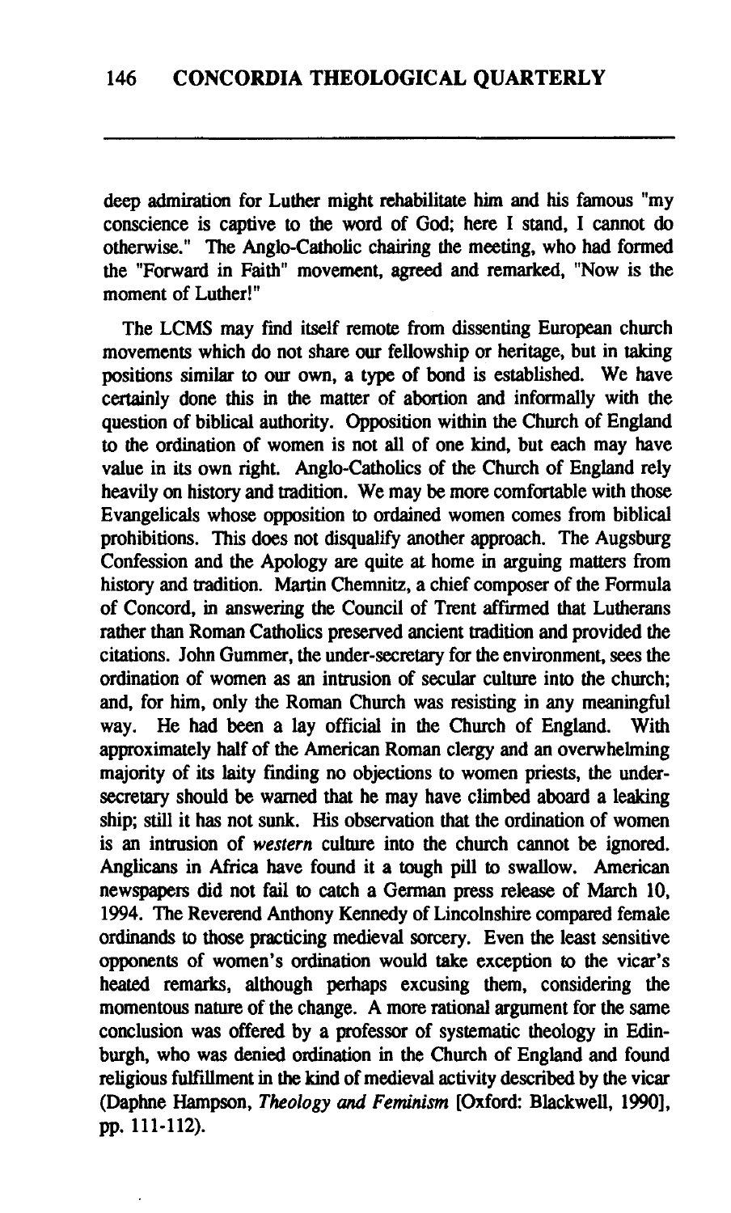deep admiration for Luther might rehabilitate him and his famous "my conscience is captive to the word of God; here I stand, I cannot do otherwise." The Anglo-Catholic chairing the meeting, who had formed the "Forward in Faith" movement, agreed and remarked, "Now is the moment of Luther!"

The LCMS may find itself remote from dissenting European church movements which do not share our fellowship or heritage, but in taking positions similar to our own, a type of bond is established. We have certainly done this in the matter of abortion and informally with the question of biblical authority. Opposition within the Church of England to the ordination of women is not all of one kind, but each may have value in its own right. Anglo-Catholics of the Church of England rely heavily on history and tradition. We may be more comfortable with those Evangelicals whose opposition to ordained women comes from biblical prohibitions. This does not disqualify another approach. The Augsburg Confession and the Apology are quite at home in arguing matters from history and tradition. Martin Chemnitz, a chief composer of the Formula of Concord, in answering the Council of Trent affirmed that Lutherans rather than Roman Catholics preserved ancient tradition and provided the citations. John Gummer, the under-secretary for the environment, sees the ordination of women as an intrusion of secular culture into the church; and, for him, only the Roman Church was resisting in any meaningful way. He had been a lay official in the Church of England. With approximately half of the American Roman clergy and an overwhelming majority of its laity finding no objections to women priests, the under-secretary should be warned that he may have climbed aboard a leaking ship; still it has not sunk. His observation that the ordination of women is an intrusion of *western* culture into the church cannot be ignored. Anglicans in Africa have found it a tough pill to swallow. American newspapers did not fail to catch a German press release of March 10, 1994. The Reverend Anthony Kennedy of Lincolnshire compared female ordinands to those practicing medieval sorcery. Even the least sensitive opponents of women's ordination would take exception to the vicar's heated remarks, although perhaps excusing them, considering the momentous nature of the change. A more rational argument for the same conclusion was offered by a professor of systematic theology in Edinburgh, who was denied ordination in the Church of England and found religious fulfillment in the kind of medieval activity described by the vicar (Daphne Hampson, *Theology and Feminism* [Oxford: Blackwell, 1990], pp. 111-112).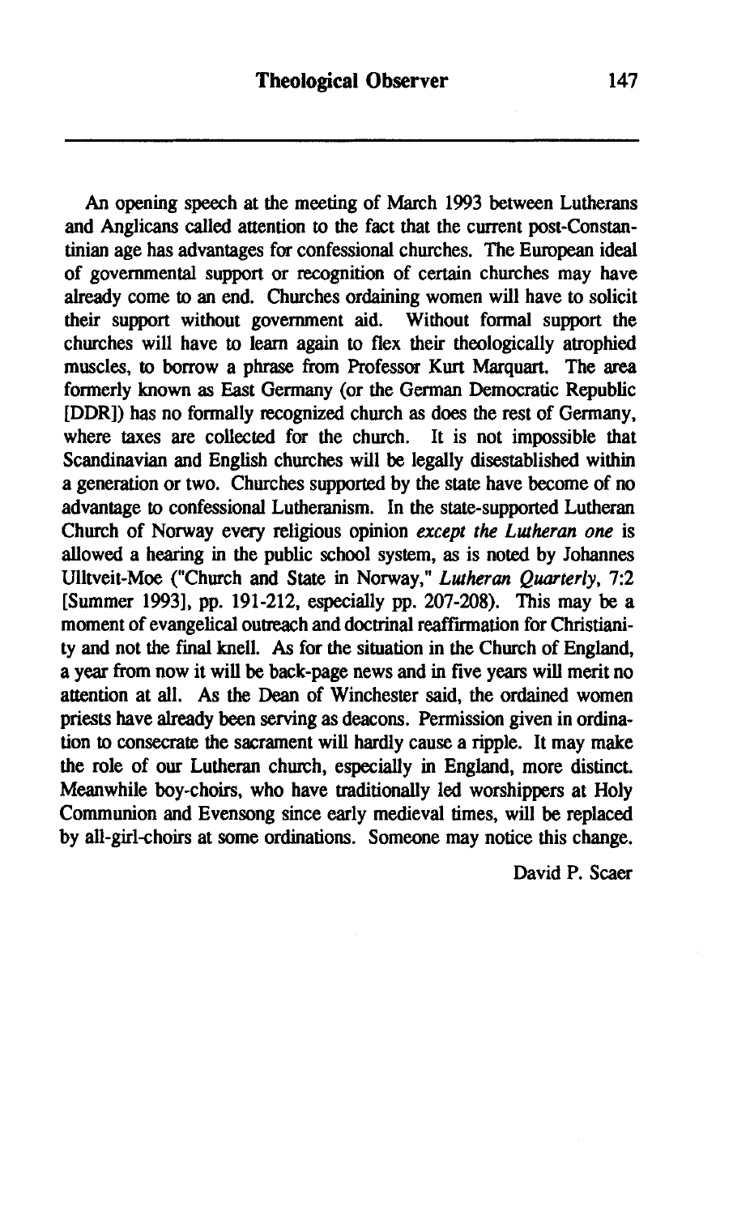An opening speech at the meeting of March 1993 between Lutherans and Anglicans called attention to the fact that the current post-Constantinian age has advantages for confessional churches. The European ideal of governmental support or recognition of certain churches may have already come to an end. Churches ordaining women will have to solicit their support without government aid. Without formal support the churches will have to learn again to flex their theologically atrophied muscles, to borrow a phrase from Professor Kurt Marquart. The area formerly known as East Germany (or the German Democratic Republic [DDR]) has no formally recognized church as does the rest of Germany, where taxes are collected for the church. It is not impossible that Scandinavian and English churches will be legally disestablished within a generation or two. Churches supported by the state have become of no advantage to confessional Lutheranism. In the state-supported Lutheran Church of Norway every religious opinion *except the Lutheran one* is allowed a hearing in the public school system, as is noted by Johannes Ulltveit-Moe ("Church and State in Norway," *Lutheran Quarterly*, 7:2 [Summer 1993], pp. 191-212, especially pp. 207-208). This may be a moment of evangelical outreach and doctrinal reaffirmation for Christianity and not the final knell. As for the situation in the Church of England, a year from now it will be back-page news and in five years will merit no attention at all. As the Dean of Winchester said, the ordained women priests have already been serving as deacons. Permission given in ordination to consecrate the sacrament will hardly cause a ripple. It may make the role of our Lutheran church, especially in England, more distinct. Meanwhile boy-choirs, who have traditionally led worshippers at Holy Communion and Evensong since early medieval times, will be replaced by all-girl-choirs at some ordinations. Someone may notice this change.

David P. Scaer